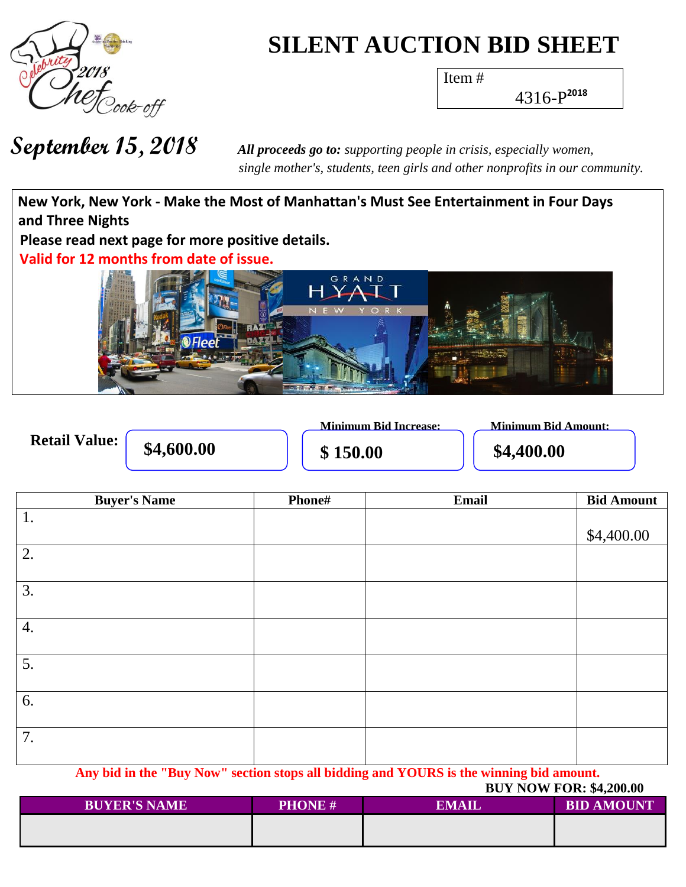# SILENT AUCTION BID SHEET

Item # 4316-P2018

**September 15, 2018**

***All proceeds go to:*** *supporting people in crisis, especially women, single mother's, students, teen girls and other nonprofits in our community.*

**New York, New York - Make the Most of Manhattan's Must See Entertainment in Four Days and Three Nights**

**Please read next page for more positive details.**

**Valid for 12 months from date of issue.**

**Retail Value:** **$4,600.00**

**Minimum Bid Increase:** **$ 150.00**

**Minimum Bid Amount:** **$4,400.00**

| Buyer's Name | Phone# | Email | Bid Amount |
|---|---|---|---|
| 1. | | | $4,400.00 |
| 2. | | | |
| 3. | | | |
| 4. | | | |
| 5. | | | |
| 6. | | | |
| 7. | | | |

**Any bid in the "Buy Now" section stops all bidding and YOURS is the winning bid amount.**

**BUY NOW FOR: $4,200.00**

| BUYER'S NAME | PHONE # | EMAIL | BID AMOUNT |
|---|---|---|---|
| | | | |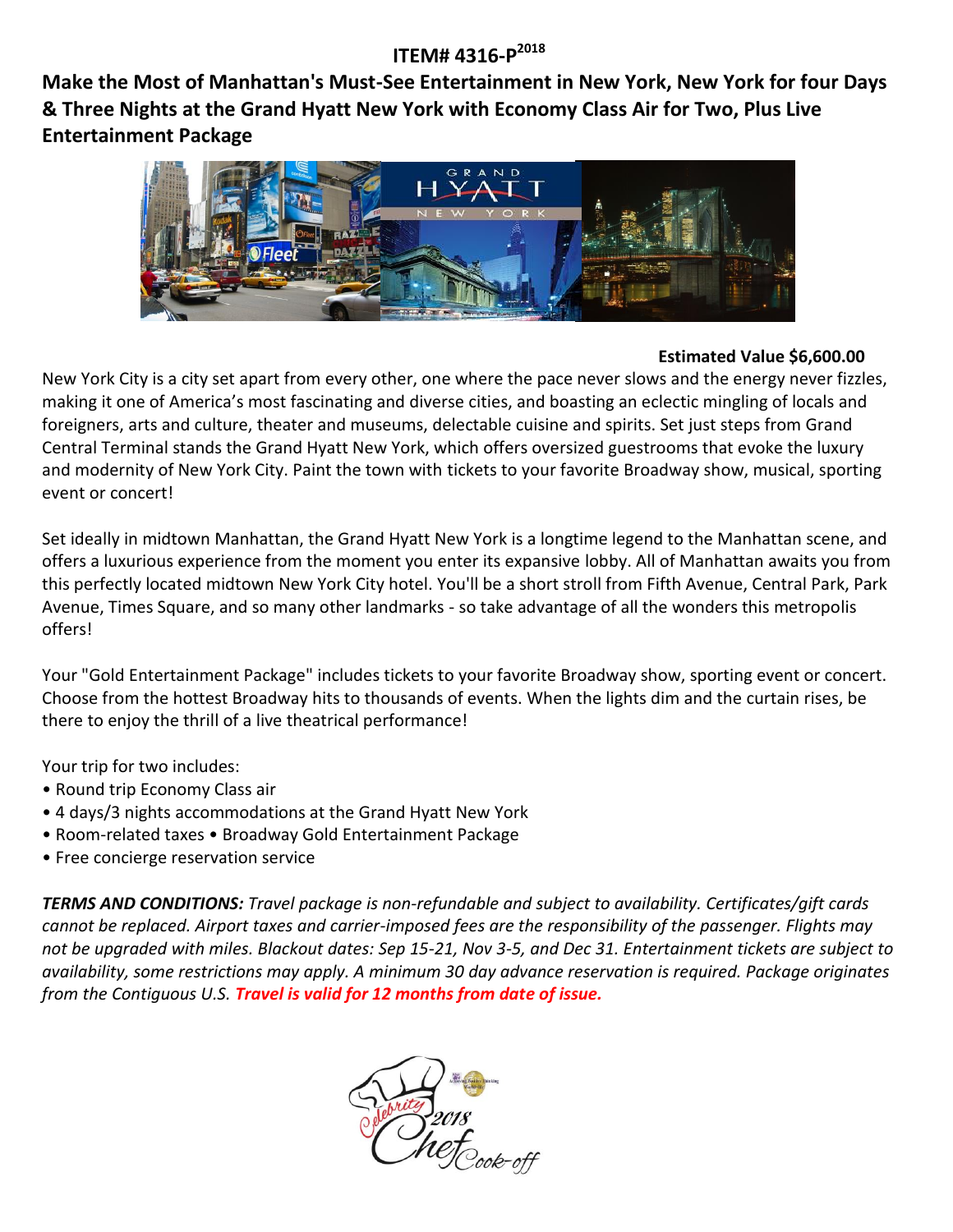**ITEM# 4316-P2018**

## Make the Most of Manhattan's Must-See Entertainment in New York, New York for four Days & Three Nights at the Grand Hyatt New York with Economy Class Air for Two, Plus Live Entertainment Package

**Estimated Value $6,600.00**

New York City is a city set apart from every other, one where the pace never slows and the energy never fizzles, making it one of America's most fascinating and diverse cities, and boasting an eclectic mingling of locals and foreigners, arts and culture, theater and museums, delectable cuisine and spirits. Set just steps from Grand Central Terminal stands the Grand Hyatt New York, which offers oversized guestrooms that evoke the luxury and modernity of New York City. Paint the town with tickets to your favorite Broadway show, musical, sporting event or concert!

Set ideally in midtown Manhattan, the Grand Hyatt New York is a longtime legend to the Manhattan scene, and offers a luxurious experience from the moment you enter its expansive lobby. All of Manhattan awaits you from this perfectly located midtown New York City hotel. You'll be a short stroll from Fifth Avenue, Central Park, Park Avenue, Times Square, and so many other landmarks - so take advantage of all the wonders this metropolis offers!

Your "Gold Entertainment Package" includes tickets to your favorite Broadway show, sporting event or concert. Choose from the hottest Broadway hits to thousands of events. When the lights dim and the curtain rises, be there to enjoy the thrill of a live theatrical performance!

Your trip for two includes:

- Round trip Economy Class air
- 4 days/3 nights accommodations at the Grand Hyatt New York
- Room-related taxes • Broadway Gold Entertainment Package
- Free concierge reservation service

***TERMS AND CONDITIONS:*** *Travel package is non-refundable and subject to availability. Certificates/gift cards cannot be replaced. Airport taxes and carrier-imposed fees are the responsibility of the passenger. Flights may not be upgraded with miles. Blackout dates: Sep 15-21, Nov 3-5, and Dec 31. Entertainment tickets are subject to availability, some restrictions may apply. A minimum 30 day advance reservation is required. Package originates from the Contiguous U.S.* ***Travel is valid for 12 months from date of issue.***

Celebrity 2018 Chef Cook-off